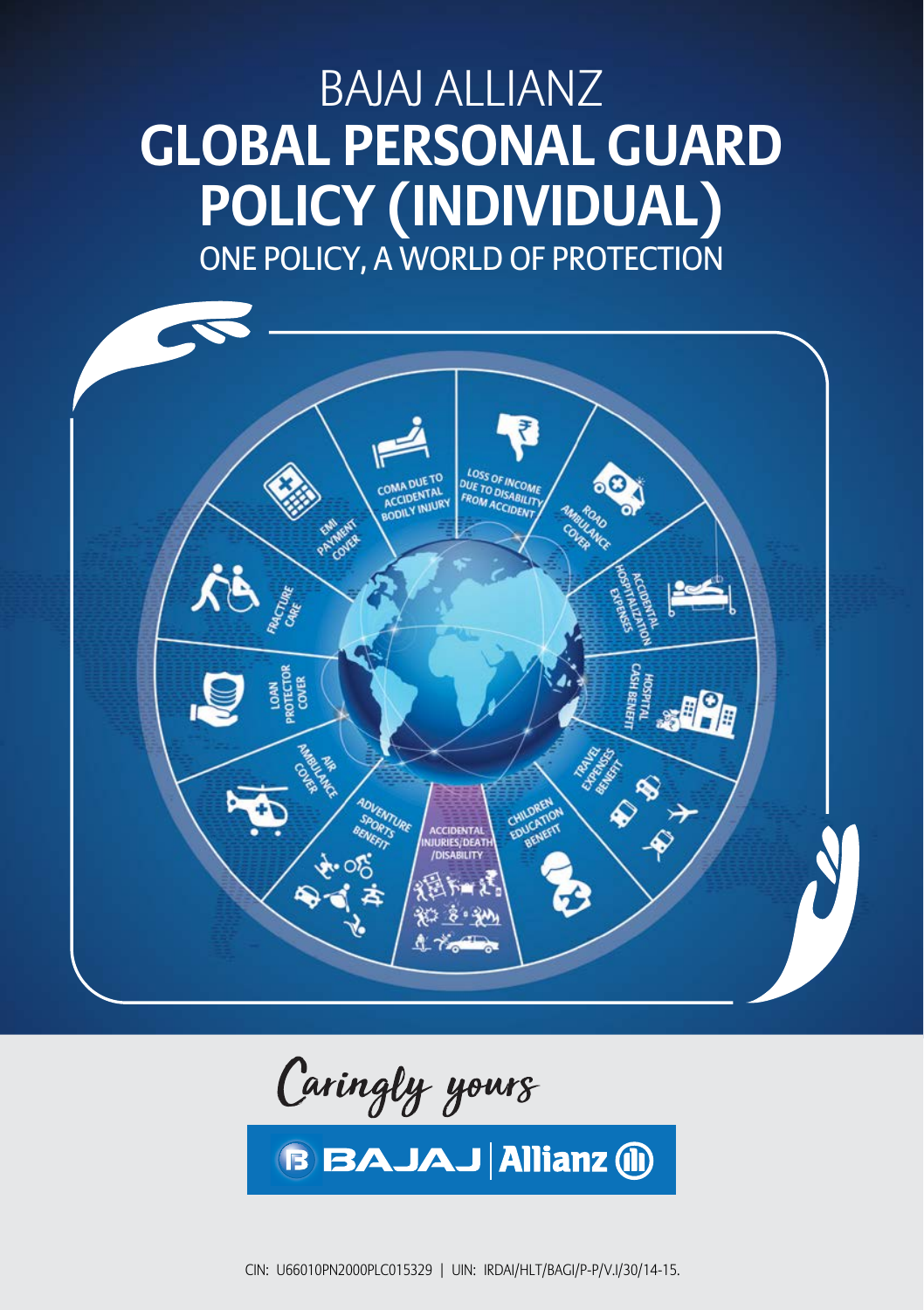# BAJAJ ALLIANZ

# GLOBAL PERSONAL GUARD POLICY (INDIVIDUAL)

## ONE POLICY, A WORLD OF PROTECTION

COMA DUE TO ACCIDENTAL BODILY INJURY

LOSS OF INCOME DUE TO DISABILITY FROM ACCIDENT

ROAD AMBULANCE COVER

ACCIDENTAL HOSPITALIZATION EXPENSES

HOSPITAL CASH BENEFIT

TRAVEL EXPENSES BENEFIT

CHILDREN EDUCATION BENEFIT

ACCIDENTAL INJURIES/DEATH/DISABILITY

ADVENTURE SPORTS BENEFIT

AIR AMBULANCE COVER

LOAN PROTECTOR COVER

FRACTURE CARE

EMI PAYMENT COVER

*Caringly yours*

BAJAJ | Allianz

CIN: U66010PN2000PLC015329 | UIN: IRDAI/HLT/BAGI/P-P/V.I/30/14-15.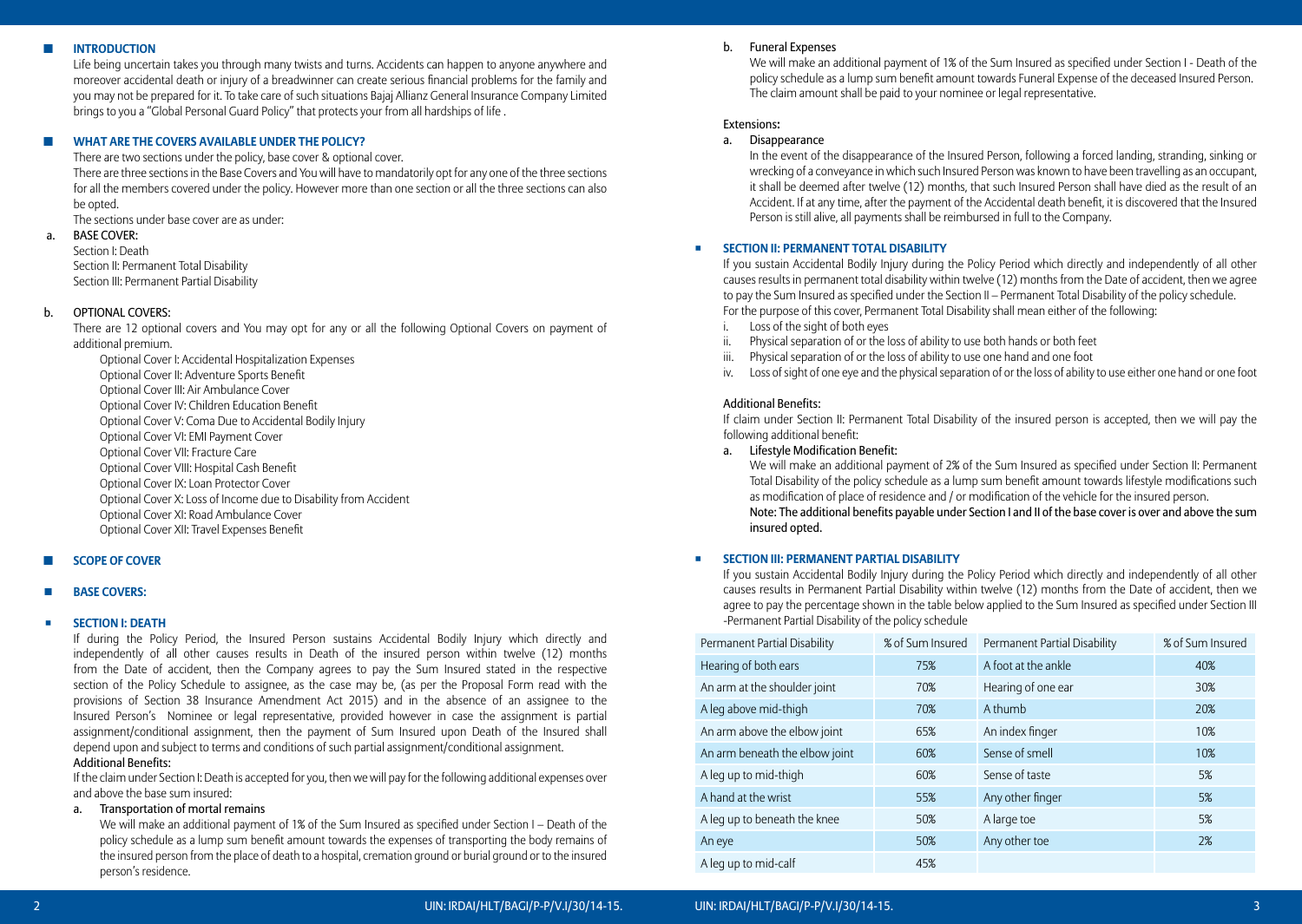## INTRODUCTION

Life being uncertain takes you through many twists and turns. Accidents can happen to anyone anywhere and moreover accidental death or injury of a breadwinner can create serious financial problems for the family and you may not be prepared for it. To take care of such situations Bajaj Allianz General Insurance Company Limited brings to you a "Global Personal Guard Policy" that protects your from all hardships of life .

## WHAT ARE THE COVERS AVAILABLE UNDER THE POLICY?

There are two sections under the policy, base cover & optional cover.

There are three sections in the Base Covers and You will have to mandatorily opt for any one of the three sections for all the members covered under the policy. However more than one section or all the three sections can also be opted.

The sections under base cover are as under:

a. BASE COVER:

Section I: Death
Section II: Permanent Total Disability
Section III: Permanent Partial Disability

b. OPTIONAL COVERS:

There are 12 optional covers and You may opt for any or all the following Optional Covers on payment of additional premium.

Optional Cover I: Accidental Hospitalization Expenses
Optional Cover II: Adventure Sports Benefit
Optional Cover III: Air Ambulance Cover
Optional Cover IV: Children Education Benefit
Optional Cover V: Coma Due to Accidental Bodily Injury
Optional Cover VI: EMI Payment Cover
Optional Cover VII: Fracture Care
Optional Cover VIII: Hospital Cash Benefit
Optional Cover IX: Loan Protector Cover
Optional Cover X: Loss of Income due to Disability from Accident
Optional Cover XI: Road Ambulance Cover
Optional Cover XII: Travel Expenses Benefit

## SCOPE OF COVER

## BASE COVERS:

### SECTION I: DEATH

If during the Policy Period, the Insured Person sustains Accidental Bodily Injury which directly and independently of all other causes results in Death of the insured person within twelve (12) months from the Date of accident, then the Company agrees to pay the Sum Insured stated in the respective section of the Policy Schedule to assignee, as the case may be, (as per the Proposal Form read with the provisions of Section 38 Insurance Amendment Act 2015) and in the absence of an assignee to the Insured Person's Nominee or legal representative, provided however in case the assignment is partial assignment/conditional assignment, then the payment of Sum Insured upon Death of the Insured shall depend upon and subject to terms and conditions of such partial assignment/conditional assignment.

Additional Benefits:

If the claim under Section I: Death is accepted for you, then we will pay for the following additional expenses over and above the base sum insured:

a. Transportation of mortal remains

We will make an additional payment of 1% of the Sum Insured as specified under Section I – Death of the policy schedule as a lump sum benefit amount towards the expenses of transporting the body remains of the insured person from the place of death to a hospital, cremation ground or burial ground or to the insured person's residence.

b. Funeral Expenses

We will make an additional payment of 1% of the Sum Insured as specified under Section I - Death of the policy schedule as a lump sum benefit amount towards Funeral Expense of the deceased Insured Person. The claim amount shall be paid to your nominee or legal representative.

Extensions:

a. Disappearance

In the event of the disappearance of the Insured Person, following a forced landing, stranding, sinking or wrecking of a conveyance in which such Insured Person was known to have been travelling as an occupant, it shall be deemed after twelve (12) months, that such Insured Person shall have died as the result of an Accident. If at any time, after the payment of the Accidental death benefit, it is discovered that the Insured Person is still alive, all payments shall be reimbursed in full to the Company.

### SECTION II: PERMANENT TOTAL DISABILITY

If you sustain Accidental Bodily Injury during the Policy Period which directly and independently of all other causes results in permanent total disability within twelve (12) months from the Date of accident, then we agree to pay the Sum Insured as specified under the Section II – Permanent Total Disability of the policy schedule.

For the purpose of this cover, Permanent Total Disability shall mean either of the following:

i. Loss of the sight of both eyes
ii. Physical separation of or the loss of ability to use both hands or both feet
iii. Physical separation of or the loss of ability to use one hand and one foot
iv. Loss of sight of one eye and the physical separation of or the loss of ability to use either one hand or one foot

Additional Benefits:

If claim under Section II: Permanent Total Disability of the insured person is accepted, then we will pay the following additional benefit:

a. Lifestyle Modification Benefit:

We will make an additional payment of 2% of the Sum Insured as specified under Section II: Permanent Total Disability of the policy schedule as a lump sum benefit amount towards lifestyle modifications such as modification of place of residence and / or modification of the vehicle for the insured person.

**Note: The additional benefits payable under Section I and II of the base cover is over and above the sum insured opted.**

### SECTION III: PERMANENT PARTIAL DISABILITY

If you sustain Accidental Bodily Injury during the Policy Period which directly and independently of all other causes results in Permanent Partial Disability within twelve (12) months from the Date of accident, then we agree to pay the percentage shown in the table below applied to the Sum Insured as specified under Section III -Permanent Partial Disability of the policy schedule

| Permanent Partial Disability | % of Sum Insured | Permanent Partial Disability | % of Sum Insured |
|---|---|---|---|
| Hearing of both ears | 75% | A foot at the ankle | 40% |
| An arm at the shoulder joint | 70% | Hearing of one ear | 30% |
| A leg above mid-thigh | 70% | A thumb | 20% |
| An arm above the elbow joint | 65% | An index finger | 10% |
| An arm beneath the elbow joint | 60% | Sense of smell | 10% |
| A leg up to mid-thigh | 60% | Sense of taste | 5% |
| A hand at the wrist | 55% | Any other finger | 5% |
| A leg up to beneath the knee | 50% | A large toe | 5% |
| An eye | 50% | Any other toe | 2% |
| A leg up to mid-calf | 45% | | |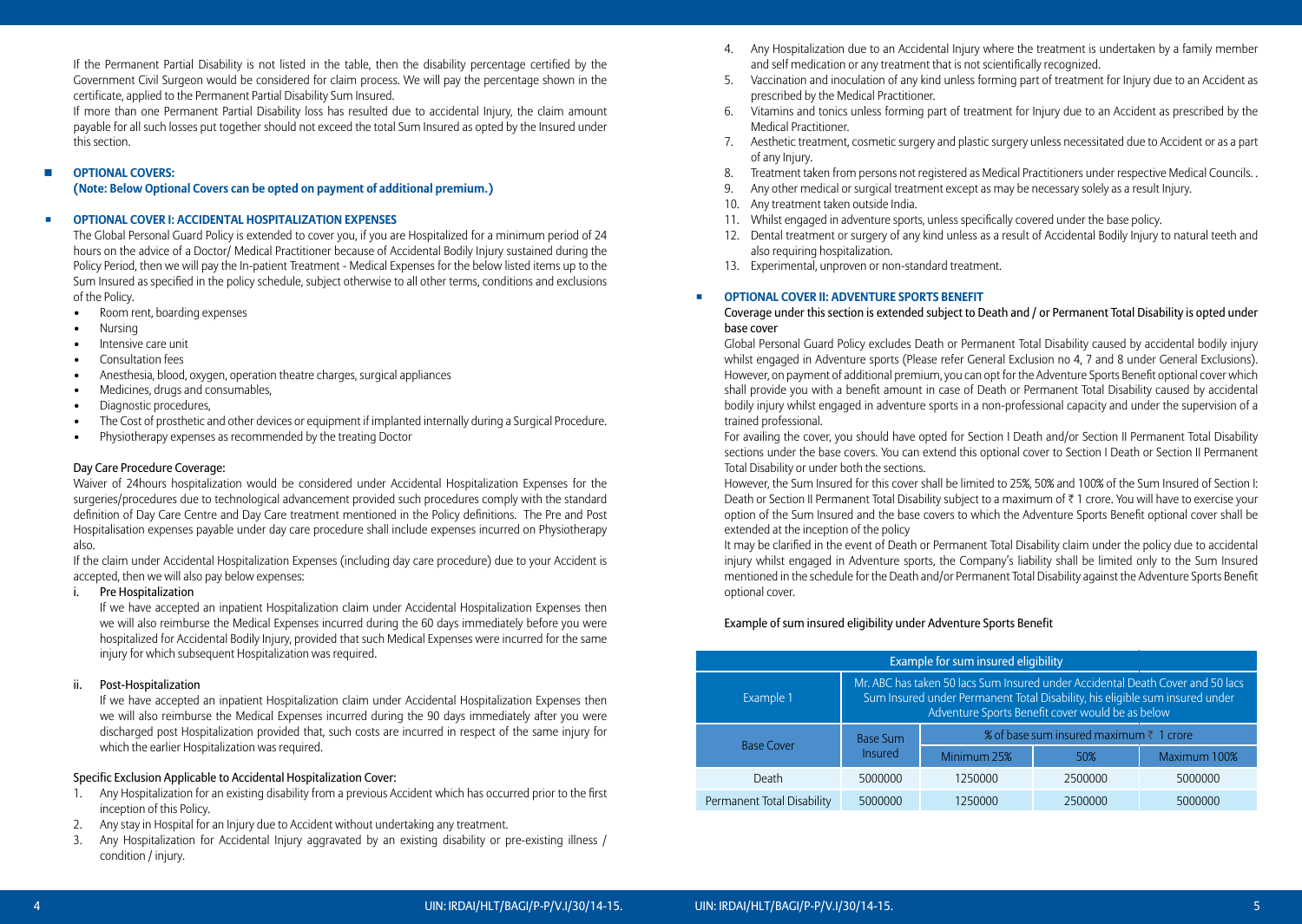If the Permanent Partial Disability is not listed in the table, then the disability percentage certified by the Government Civil Surgeon would be considered for claim process. We will pay the percentage shown in the certificate, applied to the Permanent Partial Disability Sum Insured.

If more than one Permanent Partial Disability loss has resulted due to accidental Injury, the claim amount payable for all such losses put together should not exceed the total Sum Insured as opted by the Insured under this section.

## OPTIONAL COVERS:

**(Note: Below Optional Covers can be opted on payment of additional premium.)**

### OPTIONAL COVER I: ACCIDENTAL HOSPITALIZATION EXPENSES

The Global Personal Guard Policy is extended to cover you, if you are Hospitalized for a minimum period of 24 hours on the advice of a Doctor/ Medical Practitioner because of Accidental Bodily Injury sustained during the Policy Period, then we will pay the In-patient Treatment - Medical Expenses for the below listed items up to the Sum Insured as specified in the policy schedule, subject otherwise to all other terms, conditions and exclusions of the Policy.

- Room rent, boarding expenses
- Nursing
- Intensive care unit
- Consultation fees
- Anesthesia, blood, oxygen, operation theatre charges, surgical appliances
- Medicines, drugs and consumables,
- Diagnostic procedures,
- The Cost of prosthetic and other devices or equipment if implanted internally during a Surgical Procedure.
- Physiotherapy expenses as recommended by the treating Doctor

Day Care Procedure Coverage:

Waiver of 24hours hospitalization would be considered under Accidental Hospitalization Expenses for the surgeries/procedures due to technological advancement provided such procedures comply with the standard definition of Day Care Centre and Day Care treatment mentioned in the Policy definitions. The Pre and Post Hospitalisation expenses payable under day care procedure shall include expenses incurred on Physiotherapy also.

If the claim under Accidental Hospitalization Expenses (including day care procedure) due to your Accident is accepted, then we will also pay below expenses:

i. Pre Hospitalization

If we have accepted an inpatient Hospitalization claim under Accidental Hospitalization Expenses then we will also reimburse the Medical Expenses incurred during the 60 days immediately before you were hospitalized for Accidental Bodily Injury, provided that such Medical Expenses were incurred for the same injury for which subsequent Hospitalization was required.

ii. Post-Hospitalization

If we have accepted an inpatient Hospitalization claim under Accidental Hospitalization Expenses then we will also reimburse the Medical Expenses incurred during the 90 days immediately after you were discharged post Hospitalization provided that, such costs are incurred in respect of the same injury for which the earlier Hospitalization was required.

Specific Exclusion Applicable to Accidental Hospitalization Cover:

1. Any Hospitalization for an existing disability from a previous Accident which has occurred prior to the first inception of this Policy.
2. Any stay in Hospital for an Injury due to Accident without undertaking any treatment.
3. Any Hospitalization for Accidental Injury aggravated by an existing disability or pre-existing illness / condition / injury.
4. Any Hospitalization due to an Accidental Injury where the treatment is undertaken by a family member and self medication or any treatment that is not scientifically recognized.
5. Vaccination and inoculation of any kind unless forming part of treatment for Injury due to an Accident as prescribed by the Medical Practitioner.
6. Vitamins and tonics unless forming part of treatment for Injury due to an Accident as prescribed by the Medical Practitioner.
7. Aesthetic treatment, cosmetic surgery and plastic surgery unless necessitated due to Accident or as a part of any Injury.
8. Treatment taken from persons not registered as Medical Practitioners under respective Medical Councils. .
9. Any other medical or surgical treatment except as may be necessary solely as a result Injury.
10. Any treatment taken outside India.
11. Whilst engaged in adventure sports, unless specifically covered under the base policy.
12. Dental treatment or surgery of any kind unless as a result of Accidental Bodily Injury to natural teeth and also requiring hospitalization.
13. Experimental, unproven or non-standard treatment.

### OPTIONAL COVER II: ADVENTURE SPORTS BENEFIT

Coverage under this section is extended subject to Death and / or Permanent Total Disability is opted under base cover

Global Personal Guard Policy excludes Death or Permanent Total Disability caused by accidental bodily injury whilst engaged in Adventure sports (Please refer General Exclusion no 4, 7 and 8 under General Exclusions). However, on payment of additional premium, you can opt for the Adventure Sports Benefit optional cover which shall provide you with a benefit amount in case of Death or Permanent Total Disability caused by accidental bodily injury whilst engaged in adventure sports in a non-professional capacity and under the supervision of a trained professional.

For availing the cover, you should have opted for Section I Death and/or Section II Permanent Total Disability sections under the base covers. You can extend this optional cover to Section I Death or Section II Permanent Total Disability or under both the sections.

However, the Sum Insured for this cover shall be limited to 25%, 50% and 100% of the Sum Insured of Section I: Death or Section II Permanent Total Disability subject to a maximum of ₹ 1 crore. You will have to exercise your option of the Sum Insured and the base covers to which the Adventure Sports Benefit optional cover shall be extended at the inception of the policy

It may be clarified in the event of Death or Permanent Total Disability claim under the policy due to accidental injury whilst engaged in Adventure sports, the Company's liability shall be limited only to the Sum Insured mentioned in the schedule for the Death and/or Permanent Total Disability against the Adventure Sports Benefit optional cover.

Example of sum insured eligibility under Adventure Sports Benefit

| Example for sum insured eligibility | | | | |
|---|---|---|---|---|
| Example 1 | Mr. ABC has taken 50 lacs Sum Insured under Accidental Death Cover and 50 lacs Sum Insured under Permanent Total Disability, his eligible sum insured under Adventure Sports Benefit cover would be as below | | | |
| Base Cover | Base Sum Insured | % of base sum insured maximum ₹ 1 crore | | |
| | | Minimum 25% | 50% | Maximum 100% |
| Death | 5000000 | 1250000 | 2500000 | 5000000 |
| Permanent Total Disability | 5000000 | 1250000 | 2500000 | 5000000 |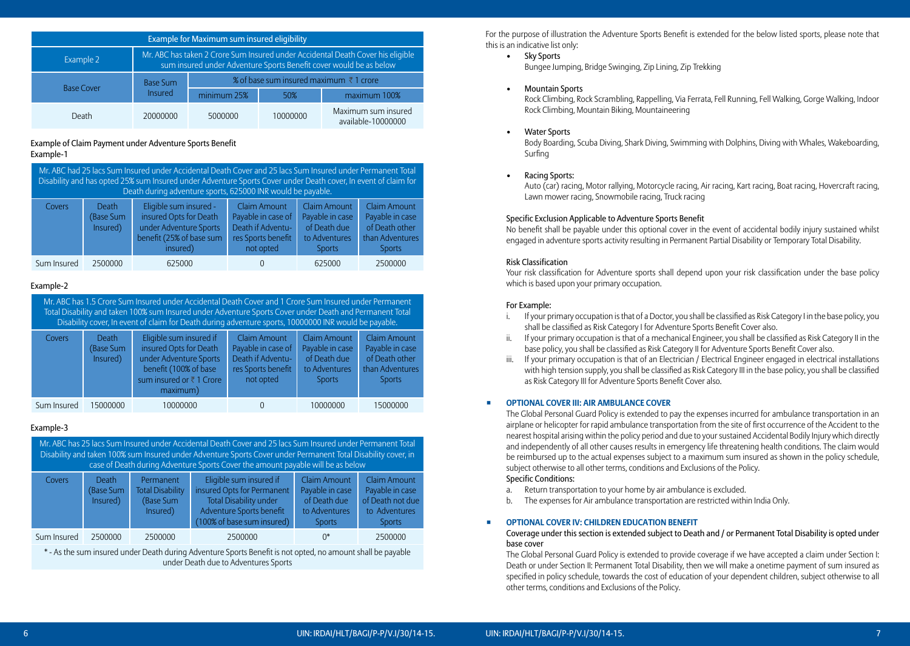| Example for Maximum sum insured eligibility | | | | |
|---|---|---|---|---|
| Example 2 | Mr. ABC has taken 2 Crore Sum Insured under Accidental Death Cover his eligible sum insured under Adventure Sports Benefit cover would be as below | | | |
| Base Cover | Base Sum Insured | % of base sum insured maximum ₹ 1 crore | | |
| | | minimum 25% | 50% | maximum 100% |
| Death | 20000000 | 5000000 | 10000000 | Maximum sum insured available-10000000 |

Example of Claim Payment under Adventure Sports Benefit

Example-1

Mr. ABC had 25 lacs Sum Insured under Accidental Death Cover and 25 lacs Sum Insured under Permanent Total Disability and has opted 25% sum Insured under Adventure Sports Cover under Death cover, In event of claim for Death during adventure sports, 625000 INR would be payable.

| Covers | Death (Base Sum Insured) | Eligible sum insured - insured Opts for Death under Adventure Sports benefit (25% of base sum insured) | Claim Amount Payable in case of Death if Adventures Sports benefit not opted | Claim Amount Payable in case of Death due to Adventures Sports | Claim Amount Payable in case of Death other than Adventures Sports |
|---|---|---|---|---|---|
| Sum Insured | 2500000 | 625000 | 0 | 625000 | 2500000 |

Example-2

Mr. ABC has 1.5 Crore Sum Insured under Accidental Death Cover and 1 Crore Sum Insured under Permanent Total Disability and taken 100% sum Insured under Adventure Sports Cover under Death and Permanent Total Disability cover, In event of claim for Death during adventure sports, 10000000 INR would be payable.

| Covers | Death (Base Sum Insured) | Eligible sum insured if insured Opts for Death under Adventure Sports benefit (100% of base sum insured or ₹ 1 Crore maximum) | Claim Amount Payable in case of Death if Adventures Sports benefit not opted | Claim Amount Payable in case of Death due to Adventures Sports | Claim Amount Payable in case of Death other than Adventures Sports |
|---|---|---|---|---|---|
| Sum Insured | 15000000 | 10000000 | 0 | 10000000 | 15000000 |

Example-3

Mr. ABC has 25 lacs Sum Insured under Accidental Death Cover and 25 lacs Sum Insured under Permanent Total Disability and taken 100% sum Insured under Adventure Sports Cover under Permanent Total Disability cover, in case of Death during Adventure Sports Cover the amount payable will be as below

| Covers | Death (Base Sum Insured) | Permanent Total Disability (Base Sum Insured) | Eligible sum insured if insured Opts for Permanent Total Disability under Adventure Sports benefit (100% of base sum insured) | Claim Amount Payable in case of Death due to Adventures Sports | Claim Amount Payable in case of Death not due to Adventures Sports |
|---|---|---|---|---|---|
| Sum Insured | 2500000 | 2500000 | 2500000 | 0* | 2500000 |

\* - As the sum insured under Death during Adventure Sports Benefit is not opted, no amount shall be payable under Death due to Adventures Sports

For the purpose of illustration the Adventure Sports Benefit is extended for the below listed sports, please note that this is an indicative list only:

- Sky Sports
  Bungee Jumping, Bridge Swinging, Zip Lining, Zip Trekking
- Mountain Sports
  Rock Climbing, Rock Scrambling, Rappelling, Via Ferrata, Fell Running, Fell Walking, Gorge Walking, Indoor Rock Climbing, Mountain Biking, Mountaineering
- Water Sports
  Body Boarding, Scuba Diving, Shark Diving, Swimming with Dolphins, Diving with Whales, Wakeboarding, Surfing
- Racing Sports:
  Auto (car) racing, Motor rallying, Motorcycle racing, Air racing, Kart racing, Boat racing, Hovercraft racing, Lawn mower racing, Snowmobile racing, Truck racing

Specific Exclusion Applicable to Adventure Sports Benefit

No benefit shall be payable under this optional cover in the event of accidental bodily injury sustained whilst engaged in adventure sports activity resulting in Permanent Partial Disability or Temporary Total Disability.

Risk Classification

Your risk classification for Adventure sports shall depend upon your risk classification under the base policy which is based upon your primary occupation.

For Example:

i. If your primary occupation is that of a Doctor, you shall be classified as Risk Category I in the base policy, you shall be classified as Risk Category I for Adventure Sports Benefit Cover also.
ii. If your primary occupation is that of a mechanical Engineer, you shall be classified as Risk Category II in the base policy, you shall be classified as Risk Category II for Adventure Sports Benefit Cover also.
iii. If your primary occupation is that of an Electrician / Electrical Engineer engaged in electrical installations with high tension supply, you shall be classified as Risk Category III in the base policy, you shall be classified as Risk Category III for Adventure Sports Benefit Cover also.

## OPTIONAL COVER III: AIR AMBULANCE COVER

The Global Personal Guard Policy is extended to pay the expenses incurred for ambulance transportation in an airplane or helicopter for rapid ambulance transportation from the site of first occurrence of the Accident to the nearest hospital arising within the policy period and due to your sustained Accidental Bodily Injury which directly and independently of all other causes results in emergency life threatening health conditions. The claim would be reimbursed up to the actual expenses subject to a maximum sum insured as shown in the policy schedule, subject otherwise to all other terms, conditions and Exclusions of the Policy.

Specific Conditions:

a. Return transportation to your home by air ambulance is excluded.
b. The expenses for Air ambulance transportation are restricted within India Only.

## OPTIONAL COVER IV: CHILDREN EDUCATION BENEFIT

Coverage under this section is extended subject to Death and / or Permanent Total Disability is opted under base cover

The Global Personal Guard Policy is extended to provide coverage if we have accepted a claim under Section I: Death or under Section II: Permanent Total Disability, then we will make a onetime payment of sum insured as specified in policy schedule, towards the cost of education of your dependent children, subject otherwise to all other terms, conditions and Exclusions of the Policy.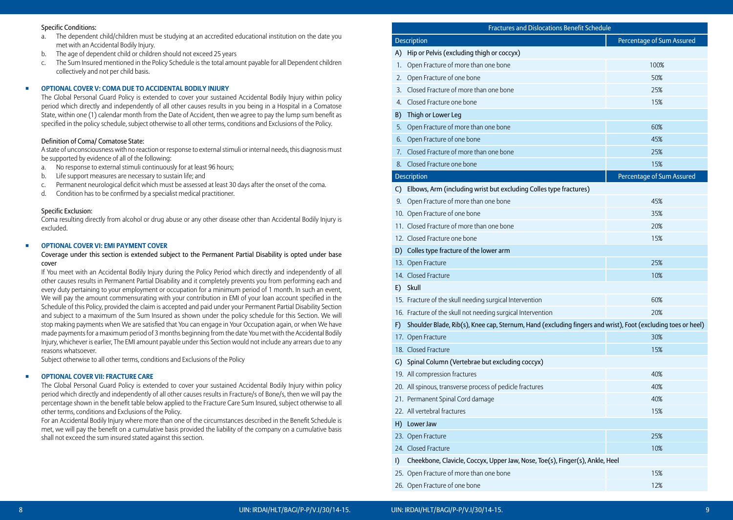Specific Conditions:

a. The dependent child/children must be studying at an accredited educational institution on the date you met with an Accidental Bodily Injury.
b. The age of dependent child or children should not exceed 25 years
c. The Sum Insured mentioned in the Policy Schedule is the total amount payable for all Dependent children collectively and not per child basis.

- **OPTIONAL COVER V: COMA DUE TO ACCIDENTAL BODILY INJURY**

The Global Personal Guard Policy is extended to cover your sustained Accidental Bodily Injury within policy period which directly and independently of all other causes results in you being in a Hospital in a Comatose State, within one (1) calendar month from the Date of Accident, then we agree to pay the lump sum benefit as specified in the policy schedule, subject otherwise to all other terms, conditions and Exclusions of the Policy.

Definition of Coma/ Comatose State:

A state of unconsciousness with no reaction or response to external stimuli or internal needs, this diagnosis must be supported by evidence of all of the following:

a. No response to external stimuli continuously for at least 96 hours;
b. Life support measures are necessary to sustain life; and
c. Permanent neurological deficit which must be assessed at least 30 days after the onset of the coma.
d. Condition has to be confirmed by a specialist medical practitioner.

Specific Exclusion:

Coma resulting directly from alcohol or drug abuse or any other disease other than Accidental Bodily Injury is excluded.

- **OPTIONAL COVER VI: EMI PAYMENT COVER**

Coverage under this section is extended subject to the Permanent Partial Disability is opted under base cover

If You meet with an Accidental Bodily Injury during the Policy Period which directly and independently of all other causes results in Permanent Partial Disability and it completely prevents you from performing each and every duty pertaining to your employment or occupation for a minimum period of 1 month. In such an event, We will pay the amount commensurating with your contribution in EMI of your loan account specified in the Schedule of this Policy, provided the claim is accepted and paid under your Permanent Partial Disability Section and subject to a maximum of the Sum Insured as shown under the policy schedule for this Section. We will stop making payments when We are satisfied that You can engage in Your Occupation again, or when We have made payments for a maximum period of 3 months beginning from the date You met with the Accidental Bodily Injury, whichever is earlier, The EMI amount payable under this Section would not include any arrears due to any reasons whatsoever.

Subject otherwise to all other terms, conditions and Exclusions of the Policy

- **OPTIONAL COVER VII: FRACTURE CARE**

The Global Personal Guard Policy is extended to cover your sustained Accidental Bodily Injury within policy period which directly and independently of all other causes results in Fracture/s of Bone/s, then we will pay the percentage shown in the benefit table below applied to the Fracture Care Sum Insured, subject otherwise to all other terms, conditions and Exclusions of the Policy.

For an Accidental Bodily Injury where more than one of the circumstances described in the Benefit Schedule is met, we will pay the benefit on a cumulative basis provided the liability of the company on a cumulative basis shall not exceed the sum insured stated against this section.

**Fractures and Dislocations Benefit Schedule**

| Description | Percentage of Sum Assured |
|---|---|
| **A) Hip or Pelvis (excluding thigh or coccyx)** | |
| 1. Open Fracture of more than one bone | 100% |
| 2. Open Fracture of one bone | 50% |
| 3. Closed Fracture of more than one bone | 25% |
| 4. Closed Fracture one bone | 15% |
| **B) Thigh or Lower Leg** | |
| 5. Open Fracture of more than one bone | 60% |
| 6. Open Fracture of one bone | 45% |
| 7. Closed Fracture of more than one bone | 25% |
| 8. Closed Fracture one bone | 15% |
| **Description** | **Percentage of Sum Assured** |
| **C) Elbows, Arm (including wrist but excluding Colles type fractures)** | |
| 9. Open Fracture of more than one bone | 45% |
| 10. Open Fracture of one bone | 35% |
| 11. Closed Fracture of more than one bone | 20% |
| 12. Closed Fracture one bone | 15% |
| **D) Colles type fracture of the lower arm** | |
| 13. Open Fracture | 25% |
| 14. Closed Fracture | 10% |
| **E) Skull** | |
| 15. Fracture of the skull needing surgical Intervention | 60% |
| 16. Fracture of the skull not needing surgical Intervention | 20% |
| **F) Shoulder Blade, Rib(s), Knee cap, Sternum, Hand (excluding fingers and wrist), Foot (excluding toes or heel)** | |
| 17. Open Fracture | 30% |
| 18. Closed Fracture | 15% |
| **G) Spinal Column (Vertebrae but excluding coccyx)** | |
| 19. All compression fractures | 40% |
| 20. All spinous, transverse process of pedicle fractures | 40% |
| 21. Permanent Spinal Cord damage | 40% |
| 22. All vertebral fractures | 15% |
| **H) Lower Jaw** | |
| 23. Open Fracture | 25% |
| 24. Closed Fracture | 10% |
| **I) Cheekbone, Clavicle, Coccyx, Upper Jaw, Nose, Toe(s), Finger(s), Ankle, Heel** | |
| 25. Open Fracture of more than one bone | 15% |
| 26. Open Fracture of one bone | 12% |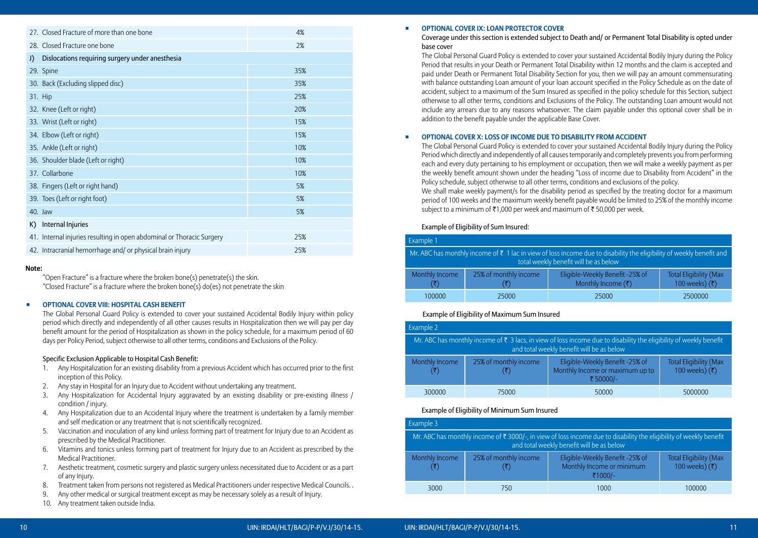| | |
|---|---|
| 27. Closed Fracture of more than one bone | 4% |
| 28. Closed Fracture one bone | 2% |
| J) Dislocations requiring surgery under anesthesia | |
| 29. Spine | 35% |
| 30. Back (Excluding slipped disc) | 35% |
| 31. Hip | 25% |
| 32. Knee (Left or right) | 20% |
| 33. Wrist (Left or right) | 15% |
| 34. Elbow (Left or right) | 15% |
| 35. Ankle (Left or right) | 10% |
| 36. Shoulder blade (Left or right) | 10% |
| 37. Collarbone | 10% |
| 38. Fingers (Left or right hand) | 5% |
| 39. Toes (Left or right foot) | 5% |
| 40. Jaw | 5% |
| K) Internal Injuries | |
| 41. Internal injuries resulting in open abdominal or Thoracic Surgery | 25% |
| 42. Intracranial hemorrhage and/ or physical brain injury | 25% |

**Note:**

"Open Fracture" is a fracture where the broken bone(s) penetrate(s) the skin.
"Closed Fracture" is a fracture where the broken bone(s) do(es) not penetrate the skin

- **OPTIONAL COVER VIII: HOSPITAL CASH BENEFIT**

  The Global Personal Guard Policy is extended to cover your sustained Accidental Bodily Injury within policy period which directly and independently of all other causes results in Hospitalization then we will pay per day benefit amount for the period of Hospitalization as shown in the policy schedule, for a maximum period of 60 days per Policy Period, subject otherwise to all other terms, conditions and Exclusions of the Policy.

  Specific Exclusion Applicable to Hospital Cash Benefit:

  1. Any Hospitalization for an existing disability from a previous Accident which has occurred prior to the first inception of this Policy.
  2. Any stay in Hospital for an Injury due to Accident without undertaking any treatment.
  3. Any Hospitalization for Accidental Injury aggravated by an existing disability or pre-existing illness / condition / injury.
  4. Any Hospitalization due to an Accidental Injury where the treatment is undertaken by a family member and self medication or any treatment that is not scientifically recognized.
  5. Vaccination and inoculation of any kind unless forming part of treatment for Injury due to an Accident as prescribed by the Medical Practitioner.
  6. Vitamins and tonics unless forming part of treatment for Injury due to an Accident as prescribed by the Medical Practitioner.
  7. Aesthetic treatment, cosmetic surgery and plastic surgery unless necessitated due to Accident or as a part of any Injury.
  8. Treatment taken from persons not registered as Medical Practitioners under respective Medical Councils. .
  9. Any other medical or surgical treatment except as may be necessary solely as a result of Injury.
  10. Any treatment taken outside India.

- **OPTIONAL COVER IX: LOAN PROTECTOR COVER**

  Coverage under this section is extended subject to Death and/ or Permanent Total Disability is opted under base cover

  The Global Personal Guard Policy is extended to cover your sustained Accidental Bodily Injury during the Policy Period that results in your Death or Permanent Total Disability within 12 months and the claim is accepted and paid under Death or Permanent Total Disability Section for you, then we will pay an amount commensurating with balance outstanding Loan amount of your loan account specified in the Policy Schedule as on the date of accident, subject to a maximum of the Sum Insured as specified in the policy schedule for this Section, subject otherwise to all other terms, conditions and Exclusions of the Policy. The outstanding Loan amount would not include any arrears due to any reasons whatsoever. The claim payable under this optional cover shall be in addition to the benefit payable under the applicable Base Cover.

- **OPTIONAL COVER X: LOSS OF INCOME DUE TO DISABILITY FROM ACCIDENT**

  The Global Personal Guard Policy is extended to cover your sustained Accidental Bodily Injury during the Policy Period which directly and independently of all causes temporarily and completely prevents you from performing each and every duty pertaining to his employment or occupation, then we will make a weekly payment as per the weekly benefit amount shown under the heading "Loss of income due to Disability from Accident" in the Policy schedule, subject otherwise to all other terms, conditions and exclusions of the policy.

  We shall make weekly payment/s for the disability period as specified by the treating doctor for a maximum period of 100 weeks and the maximum weekly benefit payable would be limited to 25% of the monthly income subject to a minimum of ₹1,000 per week and maximum of ₹ 50,000 per week.

  Example of Eligibility of Sum Insured:

| Example 1 | | | |
|---|---|---|---|
| Mr. ABC has monthly income of ₹ 1 lac in view of loss income due to disability the eligibility of weekly benefit and total weekly benefit will be as below | | | |
| Monthly Income (₹) | 25% of monthly income (₹) | Eligible-Weekly Benefit -25% of Monthly Income (₹) | Total Eligibility (Max 100 weeks) (₹) |
| 100000 | 25000 | 25000 | 2500000 |

  Example of Eligibility of Maximum Sum Insured

| Example 2 | | | |
|---|---|---|---|
| Mr. ABC has monthly income of ₹ 3 lacs, in view of loss income due to disability the eligibility of weekly benefit and total weekly benefit will be as below | | | |
| Monthly Income (₹) | 25% of monthly income (₹) | Eligible-Weekly Benefit -25% of Monthly Income or maximum up to ₹ 50000/- | Total Eligibility (Max 100 weeks) (₹) |
| 300000 | 75000 | 50000 | 5000000 |

  Example of Eligibility of Minimum Sum Insured

| Example 3 | | | |
|---|---|---|---|
| Mr. ABC has monthly income of ₹ 3000/-, in view of loss income due to disability the eligibility of weekly benefit and total weekly benefit will be as below | | | |
| Monthly Income (₹) | 25% of monthly income (₹) | Eligible-Weekly Benefit -25% of Monthly Income or minimum ₹1000/- | Total Eligibility (Max 100 weeks) (₹) |
| 3000 | 750 | 1000 | 100000 |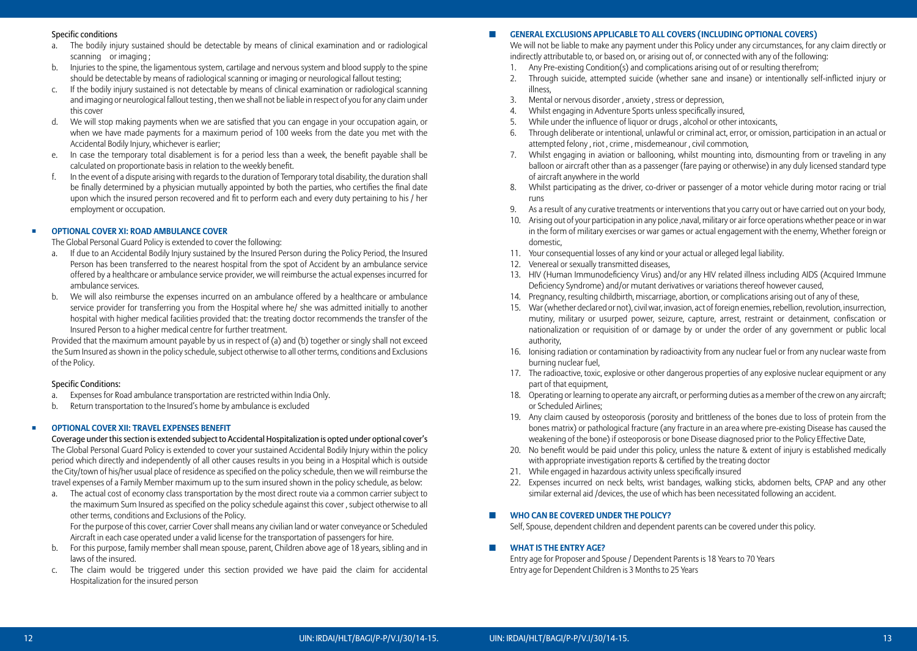Specific conditions

a. The bodily injury sustained should be detectable by means of clinical examination and or radiological scanning or imaging ;
b. Injuries to the spine, the ligamentous system, cartilage and nervous system and blood supply to the spine should be detectable by means of radiological scanning or imaging or neurological fallout testing;
c. If the bodily injury sustained is not detectable by means of clinical examination or radiological scanning and imaging or neurological fallout testing , then we shall not be liable in respect of you for any claim under this cover
d. We will stop making payments when we are satisfied that you can engage in your occupation again, or when we have made payments for a maximum period of 100 weeks from the date you met with the Accidental Bodily Injury, whichever is earlier;
e. In case the temporary total disablement is for a period less than a week, the benefit payable shall be calculated on proportionate basis in relation to the weekly benefit.
f. In the event of a dispute arising with regards to the duration of Temporary total disability, the duration shall be finally determined by a physician mutually appointed by both the parties, who certifies the final date upon which the insured person recovered and fit to perform each and every duty pertaining to his / her employment or occupation.

## OPTIONAL COVER XI: ROAD AMBULANCE COVER

The Global Personal Guard Policy is extended to cover the following:

a. If due to an Accidental Bodily Injury sustained by the Insured Person during the Policy Period, the Insured Person has been transferred to the nearest hospital from the spot of Accident by an ambulance service offered by a healthcare or ambulance service provider, we will reimburse the actual expenses incurred for ambulance services.
b. We will also reimburse the expenses incurred on an ambulance offered by a healthcare or ambulance service provider for transferring you from the Hospital where he/ she was admitted initially to another hospital with higher medical facilities provided that: the treating doctor recommends the transfer of the Insured Person to a higher medical centre for further treatment.

Provided that the maximum amount payable by us in respect of (a) and (b) together or singly shall not exceed the Sum Insured as shown in the policy schedule, subject otherwise to all other terms, conditions and Exclusions of the Policy.

Specific Conditions:

a. Expenses for Road ambulance transportation are restricted within India Only.
b. Return transportation to the Insured's home by ambulance is excluded

## OPTIONAL COVER XII: TRAVEL EXPENSES BENEFIT

Coverage under this section is extended subject to Accidental Hospitalization is opted under optional cover's

The Global Personal Guard Policy is extended to cover your sustained Accidental Bodily Injury within the policy period which directly and independently of all other causes results in you being in a Hospital which is outside the City/town of his/her usual place of residence as specified on the policy schedule, then we will reimburse the travel expenses of a Family Member maximum up to the sum insured shown in the policy schedule, as below:

a. The actual cost of economy class transportation by the most direct route via a common carrier subject to the maximum Sum Insured as specified on the policy schedule against this cover , subject otherwise to all other terms, conditions and Exclusions of the Policy.

   For the purpose of this cover, carrier Cover shall means any civilian land or water conveyance or Scheduled Aircraft in each case operated under a valid license for the transportation of passengers for hire.
b. For this purpose, family member shall mean spouse, parent, Children above age of 18 years, sibling and in laws of the insured.
c. The claim would be triggered under this section provided we have paid the claim for accidental Hospitalization for the insured person

## GENERAL EXCLUSIONS APPLICABLE TO ALL COVERS (INCLUDING OPTIONAL COVERS)

We will not be liable to make any payment under this Policy under any circumstances, for any claim directly or indirectly attributable to, or based on, or arising out of, or connected with any of the following:

1. Any Pre-existing Condition(s) and complications arising out of or resulting therefrom;
2. Through suicide, attempted suicide (whether sane and insane) or intentionally self-inflicted injury or illness,
3. Mental or nervous disorder , anxiety , stress or depression,
4. Whilst engaging in Adventure Sports unless specifically insured,
5. While under the influence of liquor or drugs , alcohol or other intoxicants,
6. Through deliberate or intentional, unlawful or criminal act, error, or omission, participation in an actual or attempted felony , riot , crime , misdemeanour , civil commotion,
7. Whilst engaging in aviation or ballooning, whilst mounting into, dismounting from or traveling in any balloon or aircraft other than as a passenger (fare paying or otherwise) in any duly licensed standard type of aircraft anywhere in the world
8. Whilst participating as the driver, co-driver or passenger of a motor vehicle during motor racing or trial runs
9. As a result of any curative treatments or interventions that you carry out or have carried out on your body,
10. Arising out of your participation in any police ,naval, military or air force operations whether peace or in war in the form of military exercises or war games or actual engagement with the enemy, Whether foreign or domestic,
11. Your consequential losses of any kind or your actual or alleged legal liability.
12. Venereal or sexually transmitted diseases,
13. HIV (Human Immunodeficiency Virus) and/or any HIV related illness including AIDS (Acquired Immune Deficiency Syndrome) and/or mutant derivatives or variations thereof however caused,
14. Pregnancy, resulting childbirth, miscarriage, abortion, or complications arising out of any of these,
15. War (whether declared or not), civil war, invasion, act of foreign enemies, rebellion, revolution, insurrection, mutiny, military or usurped power, seizure, capture, arrest, restraint or detainment, confiscation or nationalization or requisition of or damage by or under the order of any government or public local authority,
16. Ionising radiation or contamination by radioactivity from any nuclear fuel or from any nuclear waste from burning nuclear fuel,
17. The radioactive, toxic, explosive or other dangerous properties of any explosive nuclear equipment or any part of that equipment,
18. Operating or learning to operate any aircraft, or performing duties as a member of the crew on any aircraft; or Scheduled Airlines;
19. Any claim caused by osteoporosis (porosity and brittleness of the bones due to loss of protein from the bones matrix) or pathological fracture (any fracture in an area where pre-existing Disease has caused the weakening of the bone) if osteoporosis or bone Disease diagnosed prior to the Policy Effective Date,
20. No benefit would be paid under this policy, unless the nature & extent of injury is established medically with appropriate investigation reports & certified by the treating doctor
21. While engaged in hazardous activity unless specifically insured
22. Expenses incurred on neck belts, wrist bandages, walking sticks, abdomen belts, CPAP and any other similar external aid /devices, the use of which has been necessitated following an accident.

## WHO CAN BE COVERED UNDER THE POLICY?

Self, Spouse, dependent children and dependent parents can be covered under this policy.

## WHAT IS THE ENTRY AGE?

Entry age for Proposer and Spouse / Dependent Parents is 18 Years to 70 Years

Entry age for Dependent Children is 3 Months to 25 Years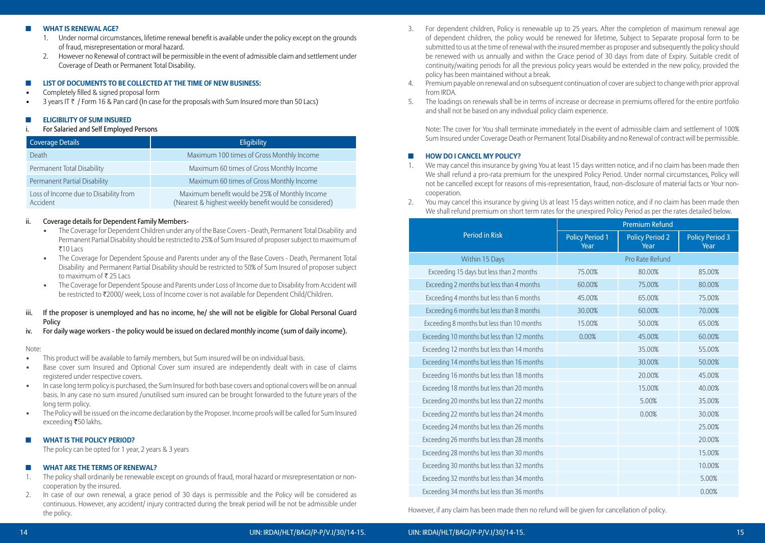## WHAT IS RENEWAL AGE?

1. Under normal circumstances, lifetime renewal benefit is available under the policy except on the grounds of fraud, misrepresentation or moral hazard.
2. However no Renewal of contract will be permissible in the event of admissible claim and settlement under Coverage of Death or Permanent Total Disability.

## LIST OF DOCUMENTS TO BE COLLECTED AT THE TIME OF NEW BUSINESS:

- Completely filled & signed proposal form
- 3 years IT ₹ / Form 16 & Pan card (In case for the proposals with Sum Insured more than 50 Lacs)

## ELIGIBILITY OF SUM INSURED

i. For Salaried and Self Employed Persons

| Coverage Details | Eligibility |
|---|---|
| Death | Maximum 100 times of Gross Monthly Income |
| Permanent Total Disability | Maximum 60 times of Gross Monthly Income |
| Permanent Partial Disability | Maximum 60 times of Gross Monthly Income |
| Loss of Income due to Disability from Accident | Maximum benefit would be 25% of Monthly Income (Nearest & highest weekly benefit would be considered) |

ii. Coverage details for Dependent Family Members-

- The Coverage for Dependent Children under any of the Base Covers - Death, Permanent Total Disability and Permanent Partial Disability should be restricted to 25% of Sum Insured of proposer subject to maximum of ₹10 Lacs
- The Coverage for Dependent Spouse and Parents under any of the Base Covers - Death, Permanent Total Disability and Permanent Partial Disability should be restricted to 50% of Sum Insured of proposer subject to maximum of ₹ 25 Lacs
- The Coverage for Dependent Spouse and Parents under Loss of Income due to Disability from Accident will be restricted to ₹2000/ week, Loss of Income cover is not available for Dependent Child/Children.

iii. If the proposer is unemployed and has no income, he/ she will not be eligible for Global Personal Guard Policy

iv. For daily wage workers - the policy would be issued on declared monthly income (sum of daily income).

Note:

- This product will be available to family members, but Sum insured will be on individual basis.
- Base cover sum Insured and Optional Cover sum insured are independently dealt with in case of claims registered under respective covers.
- In case long term policy is purchased, the Sum Insured for both base covers and optional covers will be on annual basis. In any case no sum insured /unutilised sum insured can be brought forwarded to the future years of the long term policy.
- The Policy will be issued on the income declaration by the Proposer. Income proofs will be called for Sum Insured exceeding ₹50 lakhs.

## WHAT IS THE POLICY PERIOD?

The policy can be opted for 1 year, 2 years & 3 years

## WHAT ARE THE TERMS OF RENEWAL?

1. The policy shall ordinarily be renewable except on grounds of fraud, moral hazard or misrepresentation or non-cooperation by the insured.
2. In case of our own renewal, a grace period of 30 days is permissible and the Policy will be considered as continuous. However, any accident/ injury contracted during the break period will be not be admissible under the policy.
3. For dependent children, Policy is renewable up to 25 years. After the completion of maximum renewal age of dependent children, the policy would be renewed for lifetime, Subject to Separate proposal form to be submitted to us at the time of renewal with the insured member as proposer and subsequently the policy should be renewed with us annually and within the Grace period of 30 days from date of Expiry. Suitable credit of continuity/waiting periods for all the previous policy years would be extended in the new policy, provided the policy has been maintained without a break.
4. Premium payable on renewal and on subsequent continuation of cover are subject to change with prior approval from IRDA.
5. The loadings on renewals shall be in terms of increase or decrease in premiums offered for the entire portfolio and shall not be based on any individual policy claim experience.

Note: The cover for You shall terminate immediately in the event of admissible claim and settlement of 100% Sum Insured under Coverage Death or Permanent Total Disability and no Renewal of contract will be permissible.

## HOW DO I CANCEL MY POLICY?

1. We may cancel this insurance by giving You at least 15 days written notice, and if no claim has been made then We shall refund a pro-rata premium for the unexpired Policy Period. Under normal circumstances, Policy will not be cancelled except for reasons of mis-representation, fraud, non-disclosure of material facts or Your non-cooperation.
2. You may cancel this insurance by giving Us at least 15 days written notice, and if no claim has been made then We shall refund premium on short term rates for the unexpired Policy Period as per the rates detailed below.

| Period in Risk | Premium Refund | | |
|---|---|---|---|
| | Policy Period 1 Year | Policy Period 2 Year | Policy Period 3 Year |
| Within 15 Days | Pro Rate Refund | | |
| Exceeding 15 days but less than 2 months | 75.00% | 80.00% | 85.00% |
| Exceeding 2 months but less than 4 months | 60.00% | 75.00% | 80.00% |
| Exceeding 4 months but less than 6 months | 45.00% | 65.00% | 75.00% |
| Exceeding 6 months but less than 8 months | 30.00% | 60.00% | 70.00% |
| Exceeding 8 months but less than 10 months | 15.00% | 50.00% | 65.00% |
| Exceeding 10 months but less than 12 months | 0.00% | 45.00% | 60.00% |
| Exceeding 12 months but less than 14 months | | 35.00% | 55.00% |
| Exceeding 14 months but less than 16 months | | 30.00% | 50.00% |
| Exceeding 16 months but less than 18 months | | 20.00% | 45.00% |
| Exceeding 18 months but less than 20 months | | 15.00% | 40.00% |
| Exceeding 20 months but less than 22 months | | 5.00% | 35.00% |
| Exceeding 22 months but less than 24 months | | 0.00% | 30.00% |
| Exceeding 24 months but less than 26 months | | | 25.00% |
| Exceeding 26 months but less than 28 months | | | 20.00% |
| Exceeding 28 months but less than 30 months | | | 15.00% |
| Exceeding 30 months but less than 32 months | | | 10.00% |
| Exceeding 32 months but less than 34 months | | | 5.00% |
| Exceeding 34 months but less than 36 months | | | 0.00% |

However, if any claim has been made then no refund will be given for cancellation of policy.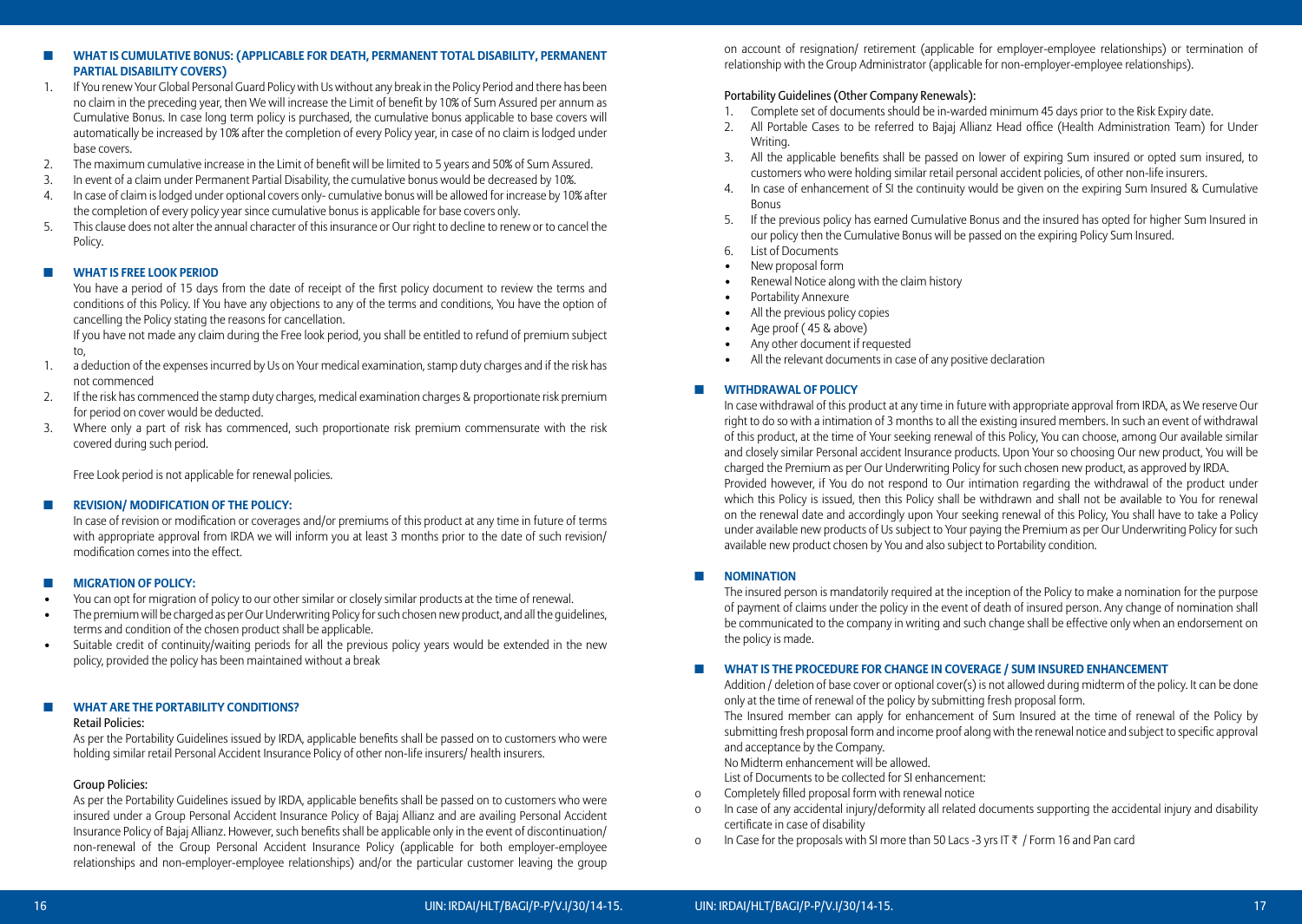## WHAT IS CUMULATIVE BONUS: (APPLICABLE FOR DEATH, PERMANENT TOTAL DISABILITY, PERMANENT PARTIAL DISABILITY COVERS)

1. If You renew Your Global Personal Guard Policy with Us without any break in the Policy Period and there has been no claim in the preceding year, then We will increase the Limit of benefit by 10% of Sum Assured per annum as Cumulative Bonus. In case long term policy is purchased, the cumulative bonus applicable to base covers will automatically be increased by 10% after the completion of every Policy year, in case of no claim is lodged under base covers.
2. The maximum cumulative increase in the Limit of benefit will be limited to 5 years and 50% of Sum Assured.
3. In event of a claim under Permanent Partial Disability, the cumulative bonus would be decreased by 10%.
4. In case of claim is lodged under optional covers only- cumulative bonus will be allowed for increase by 10% after the completion of every policy year since cumulative bonus is applicable for base covers only.
5. This clause does not alter the annual character of this insurance or Our right to decline to renew or to cancel the Policy.

## WHAT IS FREE LOOK PERIOD

You have a period of 15 days from the date of receipt of the first policy document to review the terms and conditions of this Policy. If You have any objections to any of the terms and conditions, You have the option of cancelling the Policy stating the reasons for cancellation.

If you have not made any claim during the Free look period, you shall be entitled to refund of premium subject to,

1. a deduction of the expenses incurred by Us on Your medical examination, stamp duty charges and if the risk has not commenced
2. If the risk has commenced the stamp duty charges, medical examination charges & proportionate risk premium for period on cover would be deducted.
3. Where only a part of risk has commenced, such proportionate risk premium commensurate with the risk covered during such period.

Free Look period is not applicable for renewal policies.

## REVISION/ MODIFICATION OF THE POLICY:

In case of revision or modification or coverages and/or premiums of this product at any time in future of terms with appropriate approval from IRDA we will inform you at least 3 months prior to the date of such revision/ modification comes into the effect.

## MIGRATION OF POLICY:

- You can opt for migration of policy to our other similar or closely similar products at the time of renewal.
- The premium will be charged as per Our Underwriting Policy for such chosen new product, and all the guidelines, terms and condition of the chosen product shall be applicable.
- Suitable credit of continuity/waiting periods for all the previous policy years would be extended in the new policy, provided the policy has been maintained without a break

## WHAT ARE THE PORTABILITY CONDITIONS?

Retail Policies:

As per the Portability Guidelines issued by IRDA, applicable benefits shall be passed on to customers who were holding similar retail Personal Accident Insurance Policy of other non-life insurers/ health insurers.

Group Policies:

As per the Portability Guidelines issued by IRDA, applicable benefits shall be passed on to customers who were insured under a Group Personal Accident Insurance Policy of Bajaj Allianz and are availing Personal Accident Insurance Policy of Bajaj Allianz. However, such benefits shall be applicable only in the event of discontinuation/ non-renewal of the Group Personal Accident Insurance Policy (applicable for both employer-employee relationships and non-employer-employee relationships) and/or the particular customer leaving the group on account of resignation/ retirement (applicable for employer-employee relationships) or termination of relationship with the Group Administrator (applicable for non-employer-employee relationships).

Portability Guidelines (Other Company Renewals):

1. Complete set of documents should be in-warded minimum 45 days prior to the Risk Expiry date.
2. All Portable Cases to be referred to Bajaj Allianz Head office (Health Administration Team) for Under Writing.
3. All the applicable benefits shall be passed on lower of expiring Sum insured or opted sum insured, to customers who were holding similar retail personal accident policies, of other non-life insurers.
4. In case of enhancement of SI the continuity would be given on the expiring Sum Insured & Cumulative Bonus
5. If the previous policy has earned Cumulative Bonus and the insured has opted for higher Sum Insured in our policy then the Cumulative Bonus will be passed on the expiring Policy Sum Insured.
6. List of Documents

- New proposal form
- Renewal Notice along with the claim history
- Portability Annexure
- All the previous policy copies
- Age proof ( 45 & above)
- Any other document if requested
- All the relevant documents in case of any positive declaration

## WITHDRAWAL OF POLICY

In case withdrawal of this product at any time in future with appropriate approval from IRDA, as We reserve Our right to do so with a intimation of 3 months to all the existing insured members. In such an event of withdrawal of this product, at the time of Your seeking renewal of this Policy, You can choose, among Our available similar and closely similar Personal accident Insurance products. Upon Your so choosing Our new product, You will be charged the Premium as per Our Underwriting Policy for such chosen new product, as approved by IRDA.

Provided however, if You do not respond to Our intimation regarding the withdrawal of the product under which this Policy is issued, then this Policy shall be withdrawn and shall not be available to You for renewal on the renewal date and accordingly upon Your seeking renewal of this Policy, You shall have to take a Policy under available new products of Us subject to Your paying the Premium as per Our Underwriting Policy for such available new product chosen by You and also subject to Portability condition.

## NOMINATION

The insured person is mandatorily required at the inception of the Policy to make a nomination for the purpose of payment of claims under the policy in the event of death of insured person. Any change of nomination shall be communicated to the company in writing and such change shall be effective only when an endorsement on the policy is made.

## WHAT IS THE PROCEDURE FOR CHANGE IN COVERAGE / SUM INSURED ENHANCEMENT

Addition / deletion of base cover or optional cover(s) is not allowed during midterm of the policy. It can be done only at the time of renewal of the policy by submitting fresh proposal form.

The Insured member can apply for enhancement of Sum Insured at the time of renewal of the Policy by submitting fresh proposal form and income proof along with the renewal notice and subject to specific approval and acceptance by the Company.

No Midterm enhancement will be allowed.

List of Documents to be collected for SI enhancement:

- Completely filled proposal form with renewal notice
- In case of any accidental injury/deformity all related documents supporting the accidental injury and disability certificate in case of disability
- In Case for the proposals with SI more than 50 Lacs -3 yrs IT ₹ / Form 16 and Pan card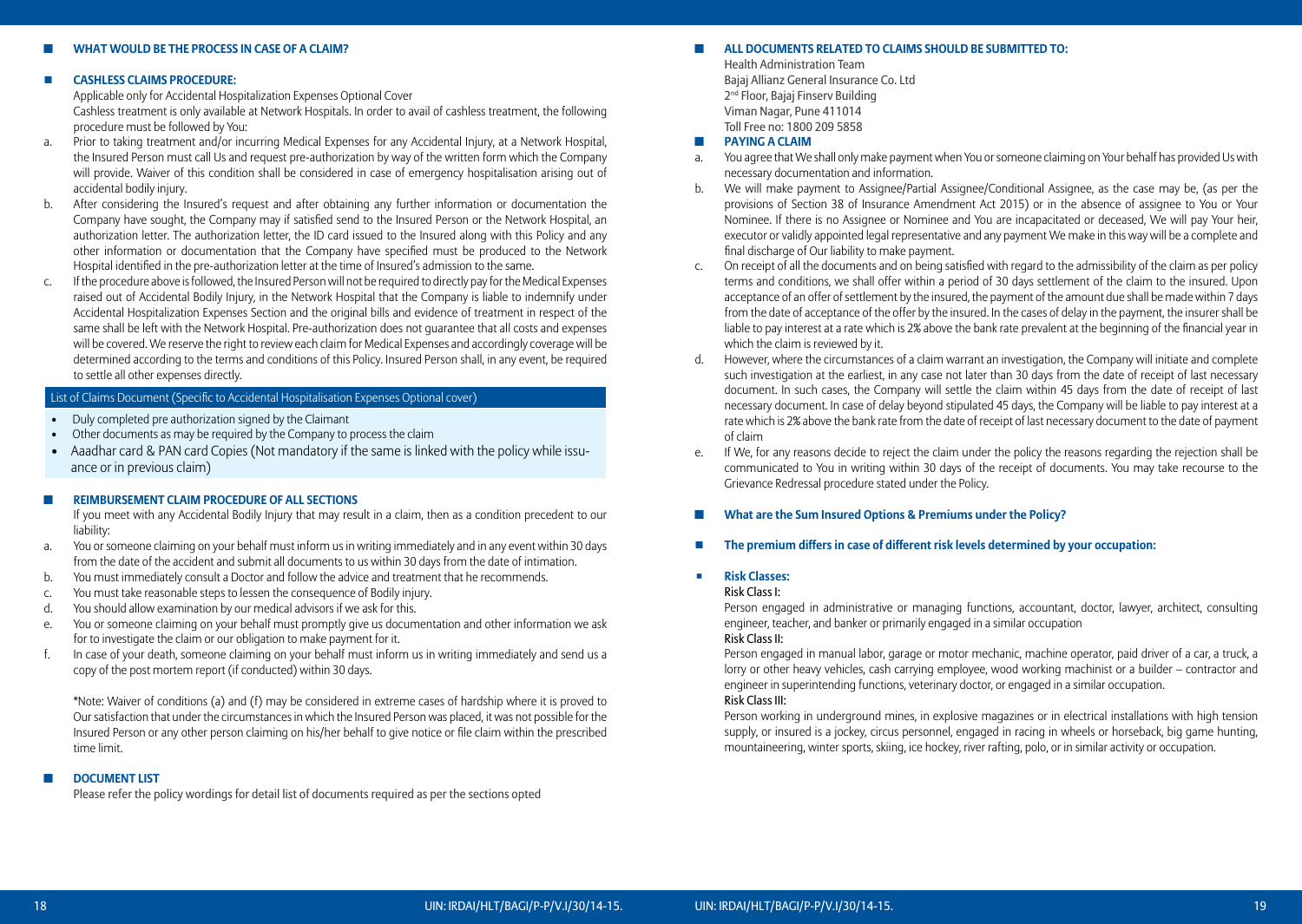## WHAT WOULD BE THE PROCESS IN CASE OF A CLAIM?

### CASHLESS CLAIMS PROCEDURE:

Applicable only for Accidental Hospitalization Expenses Optional Cover

Cashless treatment is only available at Network Hospitals. In order to avail of cashless treatment, the following procedure must be followed by You:

a. Prior to taking treatment and/or incurring Medical Expenses for any Accidental Injury, at a Network Hospital, the Insured Person must call Us and request pre-authorization by way of the written form which the Company will provide. Waiver of this condition shall be considered in case of emergency hospitalisation arising out of accidental bodily injury.

b. After considering the Insured's request and after obtaining any further information or documentation the Company have sought, the Company may if satisfied send to the Insured Person or the Network Hospital, an authorization letter. The authorization letter, the ID card issued to the Insured along with this Policy and any other information or documentation that the Company have specified must be produced to the Network Hospital identified in the pre-authorization letter at the time of Insured's admission to the same.

c. If the procedure above is followed, the Insured Person will not be required to directly pay for the Medical Expenses raised out of Accidental Bodily Injury, in the Network Hospital that the Company is liable to indemnify under Accidental Hospitalization Expenses Section and the original bills and evidence of treatment in respect of the same shall be left with the Network Hospital. Pre-authorization does not guarantee that all costs and expenses will be covered. We reserve the right to review each claim for Medical Expenses and accordingly coverage will be determined according to the terms and conditions of this Policy. Insured Person shall, in any event, be required to settle all other expenses directly.

**List of Claims Document (Specific to Accidental Hospitalisation Expenses Optional cover)**

- Duly completed pre authorization signed by the Claimant
- Other documents as may be required by the Company to process the claim
- Aaadhar card & PAN card Copies (Not mandatory if the same is linked with the policy while issuance or in previous claim)

### REIMBURSEMENT CLAIM PROCEDURE OF ALL SECTIONS

If you meet with any Accidental Bodily Injury that may result in a claim, then as a condition precedent to our liability:

a. You or someone claiming on your behalf must inform us in writing immediately and in any event within 30 days from the date of the accident and submit all documents to us within 30 days from the date of intimation.

b. You must immediately consult a Doctor and follow the advice and treatment that he recommends.

c. You must take reasonable steps to lessen the consequence of Bodily injury.

d. You should allow examination by our medical advisors if we ask for this.

e. You or someone claiming on your behalf must promptly give us documentation and other information we ask for to investigate the claim or our obligation to make payment for it.

f. In case of your death, someone claiming on your behalf must inform us in writing immediately and send us a copy of the post mortem report (if conducted) within 30 days.

*Note: Waiver of conditions (a) and (f) may be considered in extreme cases of hardship where it is proved to Our satisfaction that under the circumstances in which the Insured Person was placed, it was not possible for the Insured Person or any other person claiming on his/her behalf to give notice or file claim within the prescribed time limit.

### DOCUMENT LIST

Please refer the policy wordings for detail list of documents required as per the sections opted

### ALL DOCUMENTS RELATED TO CLAIMS SHOULD BE SUBMITTED TO:

Health Administration Team
Bajaj Allianz General Insurance Co. Ltd
2nd Floor, Bajaj Finserv Building
Viman Nagar, Pune 411014
Toll Free no: 1800 209 5858

### PAYING A CLAIM

a. You agree that We shall only make payment when You or someone claiming on Your behalf has provided Us with necessary documentation and information.

b. We will make payment to Assignee/Partial Assignee/Conditional Assignee, as the case may be, (as per the provisions of Section 38 of Insurance Amendment Act 2015) or in the absence of assignee to You or Your Nominee. If there is no Assignee or Nominee and You are incapacitated or deceased, We will pay Your heir, executor or validly appointed legal representative and any payment We make in this way will be a complete and final discharge of Our liability to make payment.

c. On receipt of all the documents and on being satisfied with regard to the admissibility of the claim as per policy terms and conditions, we shall offer within a period of 30 days settlement of the claim to the insured. Upon acceptance of an offer of settlement by the insured, the payment of the amount due shall be made within 7 days from the date of acceptance of the offer by the insured. In the cases of delay in the payment, the insurer shall be liable to pay interest at a rate which is 2% above the bank rate prevalent at the beginning of the financial year in which the claim is reviewed by it.

d. However, where the circumstances of a claim warrant an investigation, the Company will initiate and complete such investigation at the earliest, in any case not later than 30 days from the date of receipt of last necessary document. In such cases, the Company will settle the claim within 45 days from the date of receipt of last necessary document. In case of delay beyond stipulated 45 days, the Company will be liable to pay interest at a rate which is 2% above the bank rate from the date of receipt of last necessary document to the date of payment of claim

e. If We, for any reasons decide to reject the claim under the policy the reasons regarding the rejection shall be communicated to You in writing within 30 days of the receipt of documents. You may take recourse to the Grievance Redressal procedure stated under the Policy.

## What are the Sum Insured Options & Premiums under the Policy?

### The premium differs in case of different risk levels determined by your occupation:

#### Risk Classes:

**Risk Class I:**

Person engaged in administrative or managing functions, accountant, doctor, lawyer, architect, consulting engineer, teacher, and banker or primarily engaged in a similar occupation

**Risk Class II:**

Person engaged in manual labor, garage or motor mechanic, machine operator, paid driver of a car, a truck, a lorry or other heavy vehicles, cash carrying employee, wood working machinist or a builder – contractor and engineer in superintending functions, veterinary doctor, or engaged in a similar occupation.

**Risk Class III:**

Person working in underground mines, in explosive magazines or in electrical installations with high tension supply, or insured is a jockey, circus personnel, engaged in racing in wheels or horseback, big game hunting, mountaineering, winter sports, skiing, ice hockey, river rafting, polo, or in similar activity or occupation.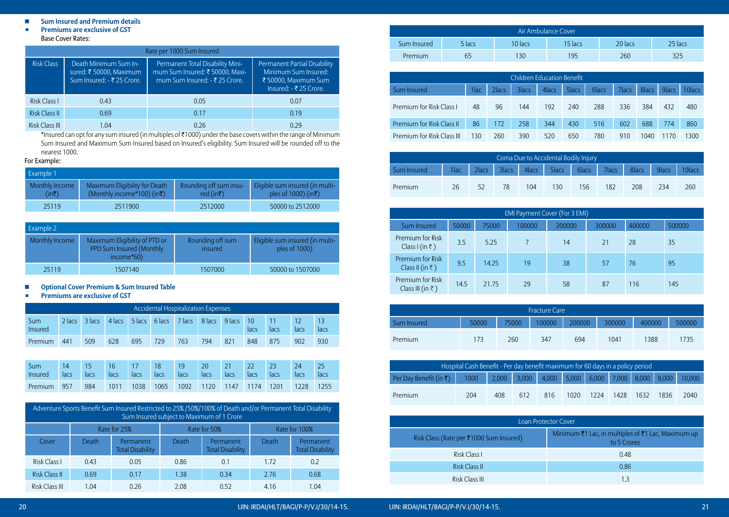- **Sum Insured and Premium details**
- **Premiums are exclusive of GST**

Base Cover Rates:

| Rate per 1000 Sum Insured | | | |
|---|---|---|---|
| Risk Class | Death Minimum Sum Insured: ₹ 50000, Maximum Sum Insured: - ₹ 25 Crore. | Permanent Total Disability Minimum Sum Insured: ₹ 50000, Maximum Sum Insured: - ₹ 25 Crore. | Permanent Partial Disability Minimum Sum Insured: ₹ 50000, Maximum Sum Insured: - ₹ 25 Crore. |
| Risk Class I | 0.43 | 0.05 | 0.07 |
| Risk Class II | 0.69 | 0.17 | 0.19 |
| Risk Class III | 1.04 | 0.26 | 0.29 |

*Insured can opt for any sum insured (in multiples of ₹1000) under the base covers within the range of Minimum Sum Insured and Maximum Sum Insured based on Insured's eligibility. Sum Insured will be rounded off to the nearest 1000.

For Example:

| Example 1 | | | |
|---|---|---|---|
| Monthly Income (in₹) | Maximum Eligibility for Death (Monthly income*100) (in₹) | Rounding off sum insured (in₹) | Eligible sum insured (in multiples of 1000) (in₹) |
| 25119 | 2511900 | 2512000 | 50000 to 2512000 |

| Example 2 | | | |
|---|---|---|---|
| Monthly Income | Maximum Eligibility of PTD or PPD Sum Insured (Monthly income*60) | Rounding off sum insured | Eligible sum insured (in multiples of 1000) |
| 25119 | 1507140 | 1507000 | 50000 to 1507000 |

- **Optional Cover Premium & Sum Insured Table**
- **Premiums are exclusive of GST**

| Accidental Hospitalization Expenses | | | | | | | | | | | | |
|---|---|---|---|---|---|---|---|---|---|---|---|---|
| Sum Insured | 2 lacs | 3 lacs | 4 lacs | 5 lacs | 6 lacs | 7 lacs | 8 lacs | 9 lacs | 10 lacs | 11 lacs | 12 lacs | 13 lacs |
| Premium | 441 | 509 | 628 | 695 | 729 | 763 | 794 | 821 | 848 | 875 | 902 | 930 |
| Sum Insured | 14 lacs | 15 lacs | 16 lacs | 17 lacs | 18 lacs | 19 lacs | 20 lacs | 21 lacs | 22 lacs | 23 lacs | 24 lacs | 25 lacs |
| Premium | 957 | 984 | 1011 | 1038 | 1065 | 1092 | 1120 | 1147 | 1174 | 1201 | 1228 | 1255 |

| Adventure Sports Benefit Sum Insured Restricted to 25% /50%/100% of Death and/or Permanent Total Disability Sum Insured subject to Maximum of 1 Crore | | | | | | |
|---|---|---|---|---|---|---|
| | Rate for 25% | | Rate for 50% | | Rate for 100% | |
| Cover | Death | Permanent Total Disability | Death | Permanent Total Disability | Death | Permanent Total Disability |
| Risk Class I | 0.43 | 0.05 | 0.86 | 0.1 | 1.72 | 0.2 |
| Risk Class II | 0.69 | 0.17 | 1.38 | 0.34 | 2.76 | 0.68 |
| Risk Class III | 1.04 | 0.26 | 2.08 | 0.52 | 4.16 | 1.04 |

| Air Ambulance Cover | | | | | |
|---|---|---|---|---|---|
| Sum Insured | 5 lacs | 10 lacs | 15 lacs | 20 lacs | 25 lacs |
| Premium | 65 | 130 | 195 | 260 | 325 |

| Children Education Benefit | | | | | | | | | | |
|---|---|---|---|---|---|---|---|---|---|---|
| Sum Insured | 1lac | 2lacs | 3lacs | 4lacs | 5lacs | 6lacs | 7lacs | 8lacs | 9lacs | 10lacs |
| Premium for Risk Class I | 48 | 96 | 144 | 192 | 240 | 288 | 336 | 384 | 432 | 480 |
| Premium for Risk Class II | 86 | 172 | 258 | 344 | 430 | 516 | 602 | 688 | 774 | 860 |
| Premium for Risk Class III | 130 | 260 | 390 | 520 | 650 | 780 | 910 | 1040 | 1170 | 1300 |

| Coma Due to Accidental Bodily Injury | | | | | | | | | | |
|---|---|---|---|---|---|---|---|---|---|---|
| Sum Insured | 1lac | 2lacs | 3lacs | 4lacs | 5lacs | 6lacs | 7lacs | 8lacs | 9lacs | 10lacs |
| Premium | 26 | 52 | 78 | 104 | 130 | 156 | 182 | 208 | 234 | 260 |

| EMI Payment Cover (For 3 EMI) | | | | | | | |
|---|---|---|---|---|---|---|---|
| Sum Insured | 50000 | 75000 | 100000 | 200000 | 300000 | 400000 | 500000 |
| Premium for Risk Class I (in ₹ ) | 3.5 | 5.25 | 7 | 14 | 21 | 28 | 35 |
| Premium for Risk Class II (in ₹ ) | 9.5 | 14.25 | 19 | 38 | 57 | 76 | 95 |
| Premium for Risk Class III (in ₹ ) | 14.5 | 21.75 | 29 | 58 | 87 | 116 | 145 |

| Fracture Care | | | | | | | |
|---|---|---|---|---|---|---|---|
| Sum Insured | 50000 | 75000 | 100000 | 200000 | 300000 | 400000 | 500000 |
| Premium | 173 | 260 | 347 | 694 | 1041 | 1388 | 1735 |

| Hospital Cash Benefit - Per day benefit maximum for 60 days in a policy period | | | | | | | | | | |
|---|---|---|---|---|---|---|---|---|---|---|
| Per Day Benefit (in ₹) | 1000 | 2,000 | 3,000 | 4,000 | 5,000 | 6,000 | 7,000 | 8,000 | 9,000 | 10,000 |
| Premium | 204 | 408 | 612 | 816 | 1020 | 1224 | 1428 | 1632 | 1836 | 2040 |

| Loan Protector Cover | |
|---|---|
| Risk Class (Rate per ₹1000 Sum Insured) | Minimum ₹1 Lac, in multiples of ₹1 Lac, Maximum up to 5 Crores |
| Risk Class I | 0.48 |
| Risk Class II | 0.86 |
| Risk Class III | 1.3 |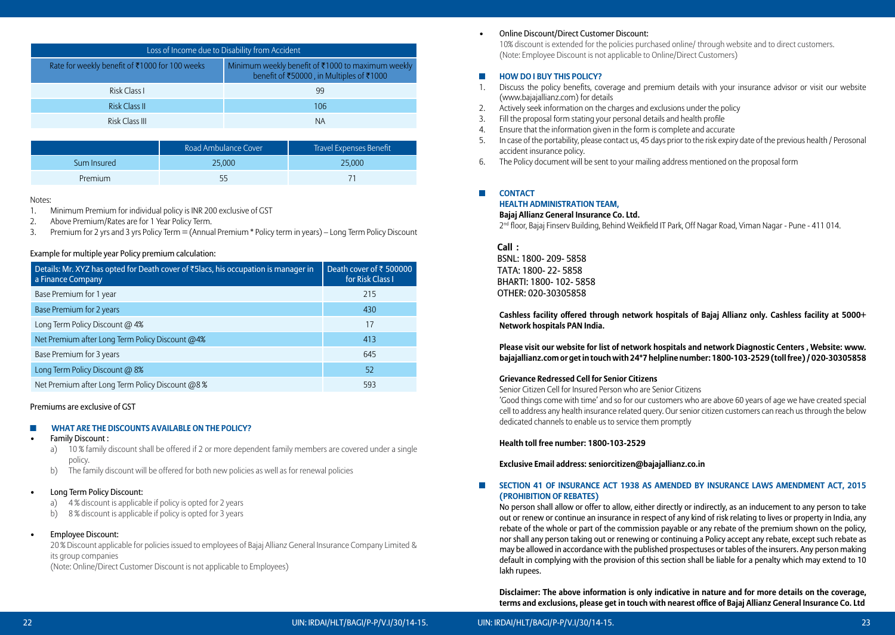| Loss of Income due to Disability from Accident | |
|---|---|
| Rate for weekly benefit of ₹1000 for 100 weeks | Minimum weekly benefit of ₹1000 to maximum weekly benefit of ₹50000 , in Multiples of ₹1000 |
| Risk Class I | 99 |
| Risk Class II | 106 |
| Risk Class III | NA |

| | Road Ambulance Cover | Travel Expenses Benefit |
|---|---|---|
| Sum Insured | 25,000 | 25,000 |
| Premium | 55 | 71 |

Notes:

1. Minimum Premium for individual policy is INR 200 exclusive of GST
2. Above Premium/Rates are for 1 Year Policy Term.
3. Premium for 2 yrs and 3 yrs Policy Term = (Annual Premium * Policy term in years) – Long Term Policy Discount

Example for multiple year Policy premium calculation:

| Details: Mr. XYZ has opted for Death cover of ₹5lacs, his occupation is manager in a Finance Company | Death cover of ₹ 500000 for Risk Class I |
|---|---|
| Base Premium for 1 year | 215 |
| Base Premium for 2 years | 430 |
| Long Term Policy Discount @ 4% | 17 |
| Net Premium after Long Term Policy Discount @4% | 413 |
| Base Premium for 3 years | 645 |
| Long Term Policy Discount @ 8% | 52 |
| Net Premium after Long Term Policy Discount @8 % | 593 |

Premiums are exclusive of GST

## WHAT ARE THE DISCOUNTS AVAILABLE ON THE POLICY?

- Family Discount :
  a) 10 % family discount shall be offered if 2 or more dependent family members are covered under a single policy.
  b) The family discount will be offered for both new policies as well as for renewal policies

- Long Term Policy Discount:
  a) 4 % discount is applicable if policy is opted for 2 years
  b) 8 % discount is applicable if policy is opted for 3 years

- Employee Discount:
  20 % Discount applicable for policies issued to employees of Bajaj Allianz General Insurance Company Limited & its group companies
  (Note: Online/Direct Customer Discount is not applicable to Employees)

- Online Discount/Direct Customer Discount:
  10% discount is extended for the policies purchased online/ through website and to direct customers.
  (Note: Employee Discount is not applicable to Online/Direct Customers)

## HOW DO I BUY THIS POLICY?

1. Discuss the policy benefits, coverage and premium details with your insurance advisor or visit our website (www.bajajallianz.com) for details
2. Actively seek information on the charges and exclusions under the policy
3. Fill the proposal form stating your personal details and health profile
4. Ensure that the information given in the form is complete and accurate
5. In case of the portability, please contact us, 45 days prior to the risk expiry date of the previous health / Perosonal accident insurance policy.
6. The Policy document will be sent to your mailing address mentioned on the proposal form

## CONTACT

**HEALTH ADMINISTRATION TEAM,**

**Bajaj Allianz General Insurance Co. Ltd.**

2nd floor, Bajaj Finserv Building, Behind Weikfield IT Park, Off Nagar Road, Viman Nagar - Pune - 411 014.

**Call :**
BSNL: 1800- 209- 5858
TATA: 1800- 22- 5858
BHARTI: 1800- 102- 5858
OTHER: 020-30305858

**Cashless facility offered through network hospitals of Bajaj Allianz only. Cashless facility at 5000+ Network hospitals PAN India.**

**Please visit our website for list of network hospitals and network Diagnostic Centers , Website: www.bajajallianz.com or get in touch with 24*7 helpline number: 1800-103-2529 (toll free) / 020-30305858**

**Grievance Redressed Cell for Senior Citizens**

Senior Citizen Cell for Insured Person who are Senior Citizens

'Good things come with time' and so for our customers who are above 60 years of age we have created special cell to address any health insurance related query. Our senior citizen customers can reach us through the below dedicated channels to enable us to service them promptly

**Health toll free number: 1800-103-2529**

**Exclusive Email address: seniorcitizen@bajajallianz.co.in**

## SECTION 41 OF INSURANCE ACT 1938 AS AMENDED BY INSURANCE LAWS AMENDMENT ACT, 2015 (PROHIBITION OF REBATES)

No person shall allow or offer to allow, either directly or indirectly, as an inducement to any person to take out or renew or continue an insurance in respect of any kind of risk relating to lives or property in India, any rebate of the whole or part of the commission payable or any rebate of the premium shown on the policy, nor shall any person taking out or renewing or continuing a Policy accept any rebate, except such rebate as may be allowed in accordance with the published prospectuses or tables of the insurers. Any person making default in complying with the provision of this section shall be liable for a penalty which may extend to 10 lakh rupees.

**Disclaimer: The above information is only indicative in nature and for more details on the coverage, terms and exclusions, please get in touch with nearest office of Bajaj Allianz General Insurance Co. Ltd**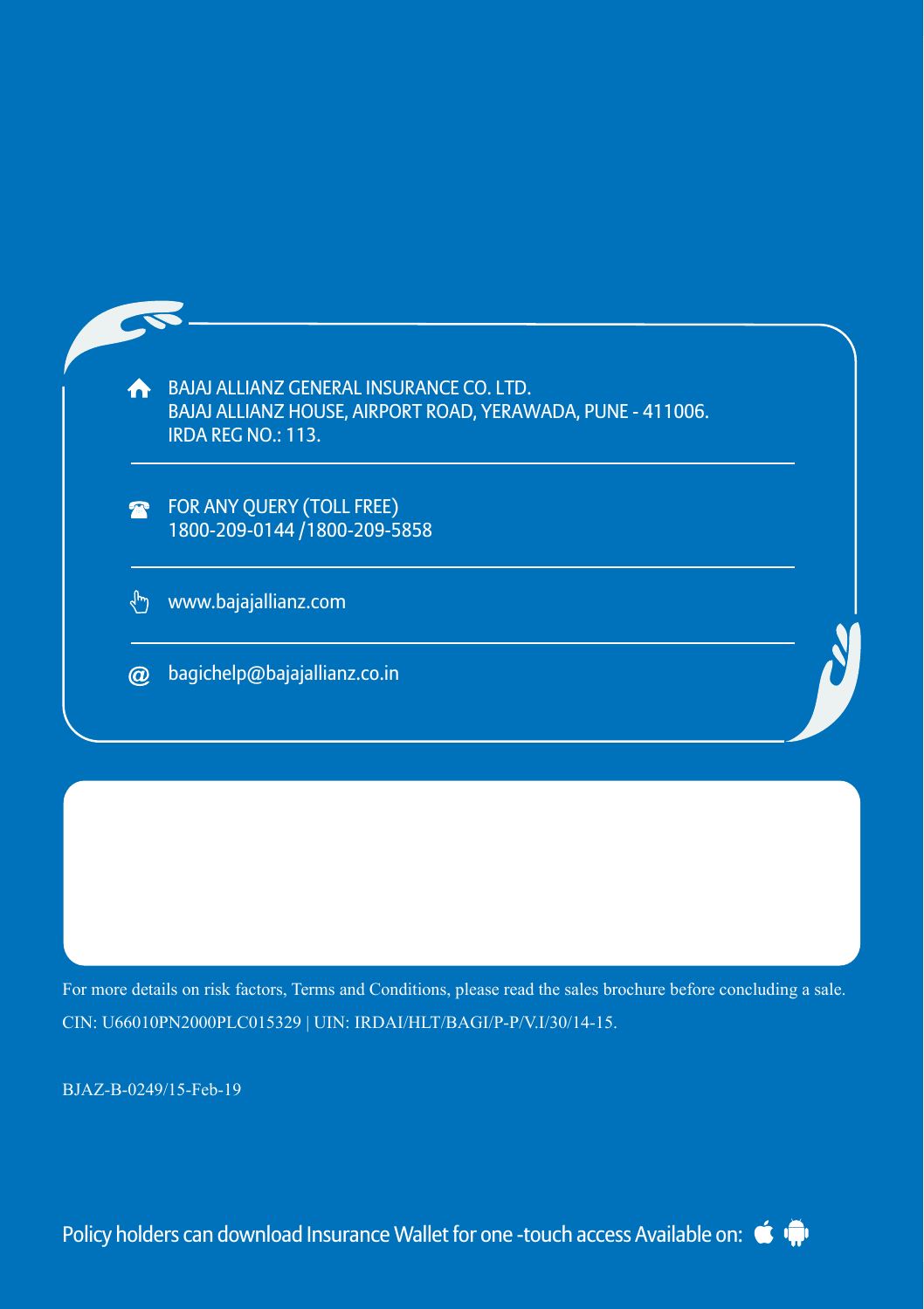BAJAJ ALLIANZ GENERAL INSURANCE CO. LTD.
BAJAJ ALLIANZ HOUSE, AIRPORT ROAD, YERAWADA, PUNE - 411006.
IRDA REG NO.: 113.

FOR ANY QUERY (TOLL FREE)
1800-209-0144 /1800-209-5858

www.bajajallianz.com

bagichelp@bajajallianz.co.in

For more details on risk factors, Terms and Conditions, please read the sales brochure before concluding a sale.
CIN: U66010PN2000PLC015329 | UIN: IRDAI/HLT/BAGI/P-P/V.I/30/14-15.

BJAZ-B-0249/15-Feb-19

Policy holders can download Insurance Wallet for one -touch access Available on: